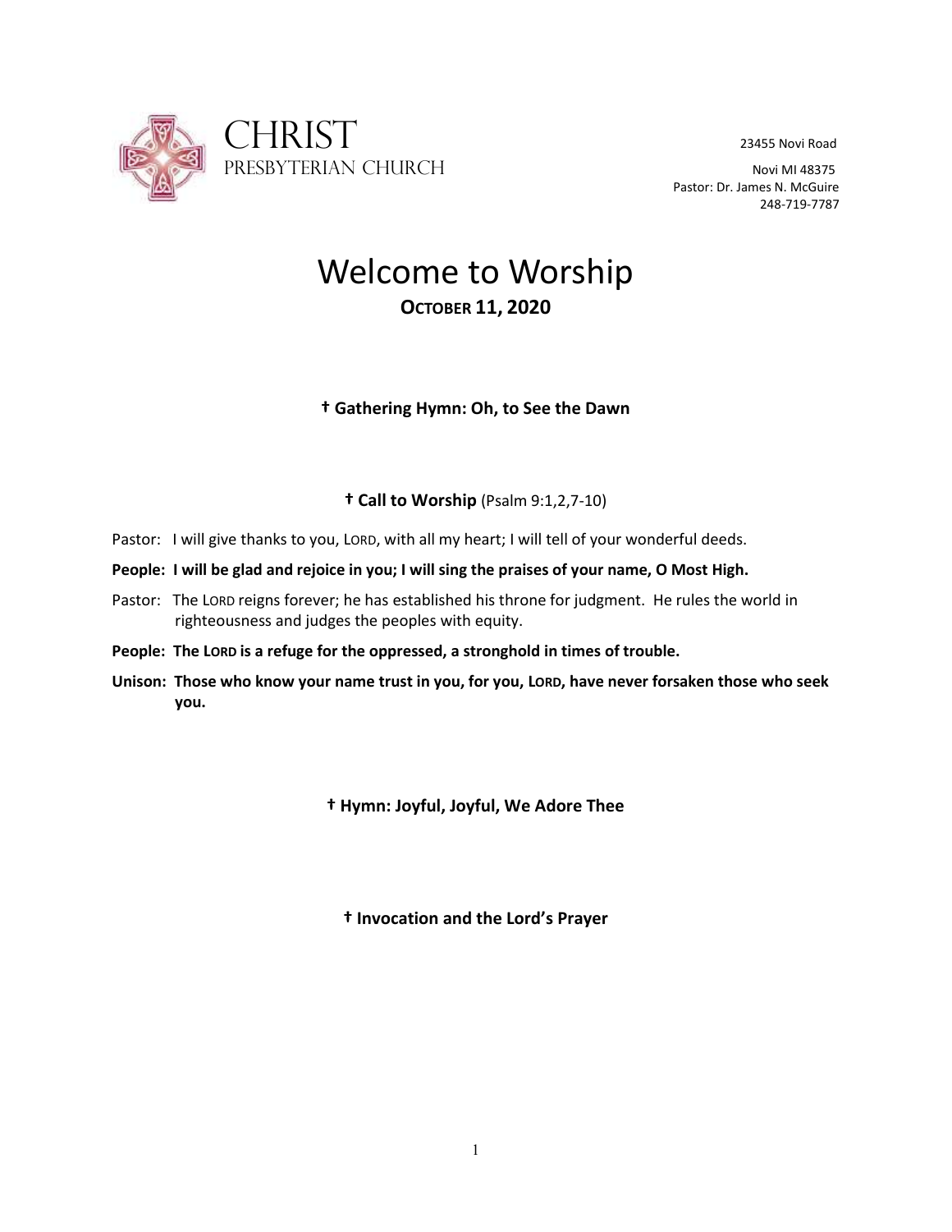CHRIST
PRESBYTERIAN CHURCH

23455 Novi Road
Novi MI 48375
Pastor: Dr. James N. McGuire
248-719-7787

# Welcome to Worship

**OCTOBER 11, 2020**

**† Gathering Hymn: Oh, to See the Dawn**

**† Call to Worship** (Psalm 9:1,2,7-10)

Pastor: I will give thanks to you, LORD, with all my heart; I will tell of your wonderful deeds.

**People: I will be glad and rejoice in you; I will sing the praises of your name, O Most High.**

Pastor: The LORD reigns forever; he has established his throne for judgment. He rules the world in righteousness and judges the peoples with equity.

**People: The LORD is a refuge for the oppressed, a stronghold in times of trouble.**

**Unison: Those who know your name trust in you, for you, LORD, have never forsaken those who seek you.**

**† Hymn: Joyful, Joyful, We Adore Thee**

**† Invocation and the Lord's Prayer**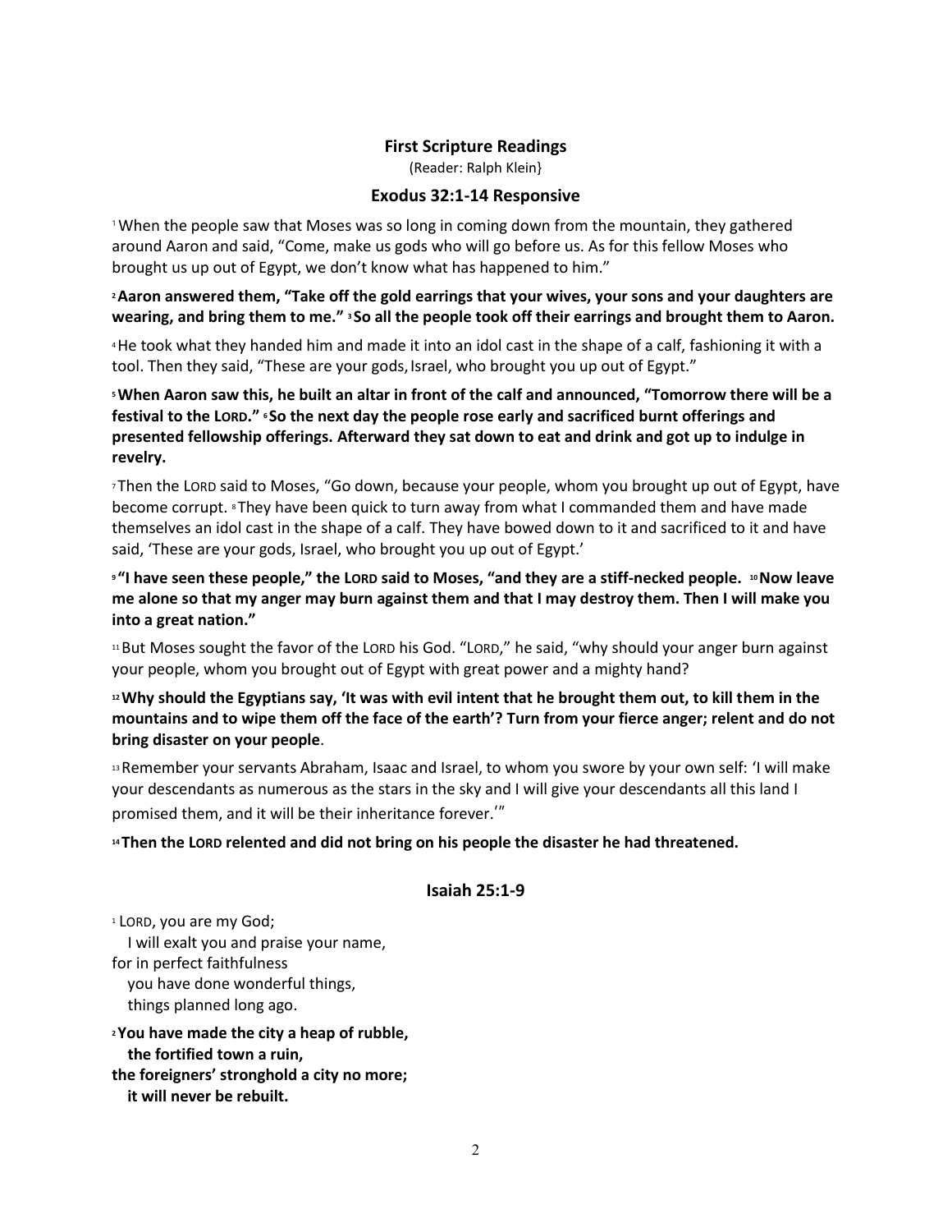**First Scripture Readings**

(Reader: Ralph Klein}

**Exodus 32:1-14 Responsive**

1 When the people saw that Moses was so long in coming down from the mountain, they gathered around Aaron and said, "Come, make us gods who will go before us. As for this fellow Moses who brought us up out of Egypt, we don't know what has happened to him."

**2 Aaron answered them, "Take off the gold earrings that your wives, your sons and your daughters are wearing, and bring them to me." 3 So all the people took off their earrings and brought them to Aaron.**

4 He took what they handed him and made it into an idol cast in the shape of a calf, fashioning it with a tool. Then they said, "These are your gods, Israel, who brought you up out of Egypt."

**5 When Aaron saw this, he built an altar in front of the calf and announced, "Tomorrow there will be a festival to the LORD." 6 So the next day the people rose early and sacrificed burnt offerings and presented fellowship offerings. Afterward they sat down to eat and drink and got up to indulge in revelry.**

7 Then the LORD said to Moses, "Go down, because your people, whom you brought up out of Egypt, have become corrupt. 8 They have been quick to turn away from what I commanded them and have made themselves an idol cast in the shape of a calf. They have bowed down to it and sacrificed to it and have said, 'These are your gods, Israel, who brought you up out of Egypt.'

**9 "I have seen these people," the LORD said to Moses, "and they are a stiff-necked people. 10 Now leave me alone so that my anger may burn against them and that I may destroy them. Then I will make you into a great nation."**

11 But Moses sought the favor of the LORD his God. "LORD," he said, "why should your anger burn against your people, whom you brought out of Egypt with great power and a mighty hand?

**12 Why should the Egyptians say, 'It was with evil intent that he brought them out, to kill them in the mountains and to wipe them off the face of the earth'? Turn from your fierce anger; relent and do not bring disaster on your people.**

13 Remember your servants Abraham, Isaac and Israel, to whom you swore by your own self: 'I will make your descendants as numerous as the stars in the sky and I will give your descendants all this land I promised them, and it will be their inheritance forever.'"

**14 Then the LORD relented and did not bring on his people the disaster he had threatened.**

**Isaiah 25:1-9**

1 LORD, you are my God;
I will exalt you and praise your name,
for in perfect faithfulness
you have done wonderful things,
things planned long ago.

**2 You have made the city a heap of rubble,**
**the fortified town a ruin,**
**the foreigners' stronghold a city no more;**
**it will never be rebuilt.**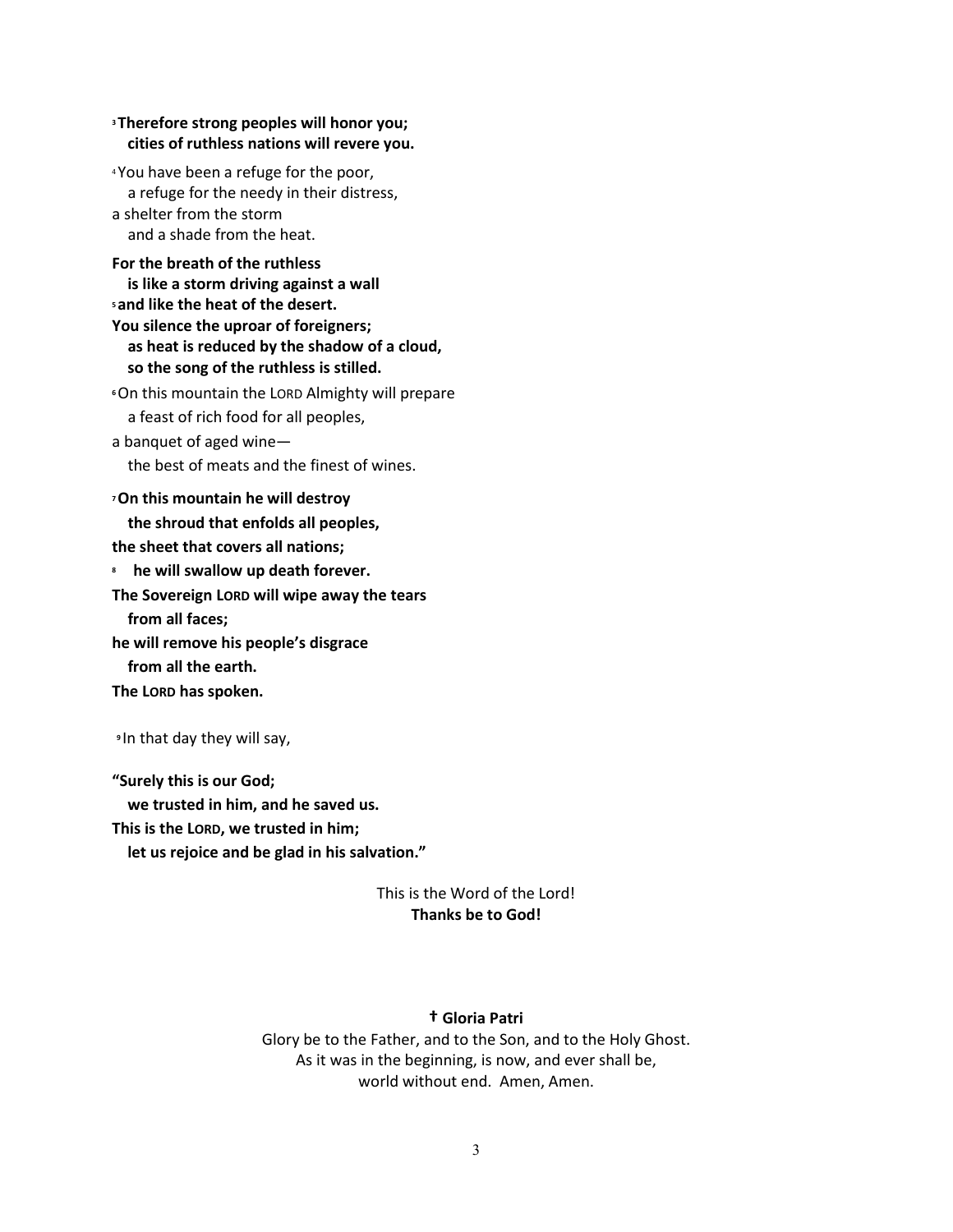[3] **Therefore strong peoples will honor you;**
**cities of ruthless nations will revere you.**

[4] You have been a refuge for the poor,
a refuge for the needy in their distress,
a shelter from the storm
and a shade from the heat.

**For the breath of the ruthless**
**is like a storm driving against a wall**
[5] **and like the heat of the desert.**
**You silence the uproar of foreigners;**
**as heat is reduced by the shadow of a cloud,**
**so the song of the ruthless is stilled.**

[6] On this mountain the LORD Almighty will prepare
a feast of rich food for all peoples,
a banquet of aged wine—
the best of meats and the finest of wines.

[7] **On this mountain he will destroy**
**the shroud that enfolds all peoples,**
**the sheet that covers all nations;**
[8] **he will swallow up death forever.**
**The Sovereign LORD will wipe away the tears**
**from all faces;**
**he will remove his people's disgrace**
**from all the earth.**
**The LORD has spoken.**

[9] In that day they will say,

**"Surely this is our God;**
**we trusted in him, and he saved us.**
**This is the LORD, we trusted in him;**
**let us rejoice and be glad in his salvation."**

This is the Word of the Lord!
**Thanks be to God!**

### † Gloria Patri

Glory be to the Father, and to the Son, and to the Holy Ghost.
As it was in the beginning, is now, and ever shall be,
world without end. Amen, Amen.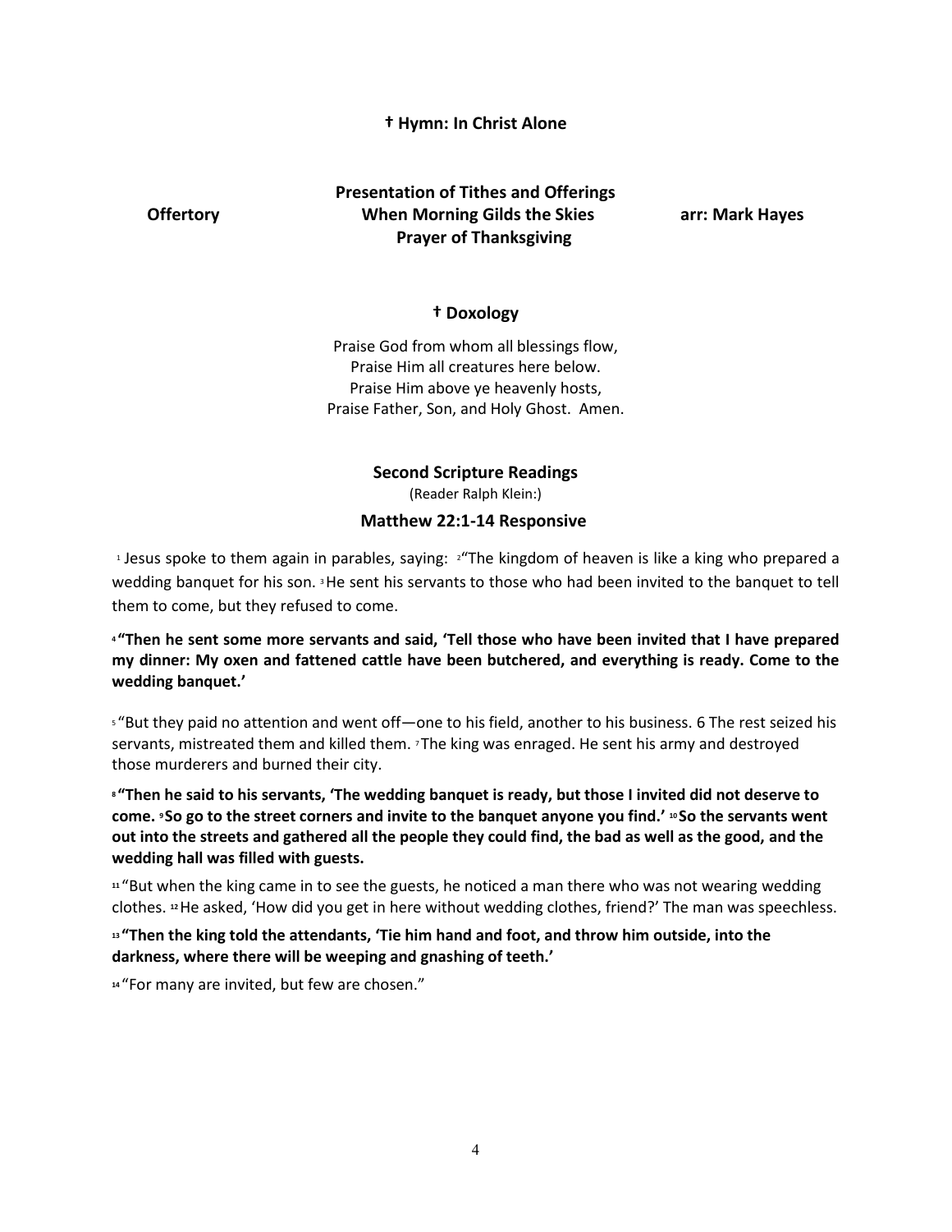**† Hymn: In Christ Alone**

**Presentation of Tithes and Offerings**

**Offertory** **When Morning Gilds the Skies** **arr: Mark Hayes**

**Prayer of Thanksgiving**

**† Doxology**

Praise God from whom all blessings flow,
Praise Him all creatures here below.
Praise Him above ye heavenly hosts,
Praise Father, Son, and Holy Ghost. Amen.

**Second Scripture Readings**

(Reader Ralph Klein:)

**Matthew 22:1-14 Responsive**

1 Jesus spoke to them again in parables, saying: 2"The kingdom of heaven is like a king who prepared a wedding banquet for his son. 3 He sent his servants to those who had been invited to the banquet to tell them to come, but they refused to come.

**4 "Then he sent some more servants and said, 'Tell those who have been invited that I have prepared my dinner: My oxen and fattened cattle have been butchered, and everything is ready. Come to the wedding banquet.'**

5 "But they paid no attention and went off—one to his field, another to his business. 6 The rest seized his servants, mistreated them and killed them. 7 The king was enraged. He sent his army and destroyed those murderers and burned their city.

**8 "Then he said to his servants, 'The wedding banquet is ready, but those I invited did not deserve to come. 9 So go to the street corners and invite to the banquet anyone you find.' 10 So the servants went out into the streets and gathered all the people they could find, the bad as well as the good, and the wedding hall was filled with guests.**

11 "But when the king came in to see the guests, he noticed a man there who was not wearing wedding clothes. 12 He asked, 'How did you get in here without wedding clothes, friend?' The man was speechless.

**13 "Then the king told the attendants, 'Tie him hand and foot, and throw him outside, into the darkness, where there will be weeping and gnashing of teeth.'**

14 "For many are invited, but few are chosen."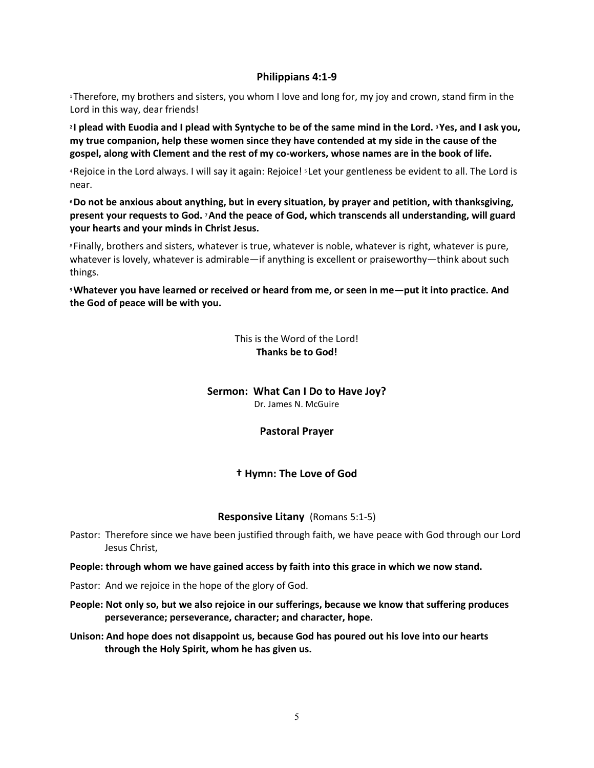## Philippians 4:1-9

[1] Therefore, my brothers and sisters, you whom I love and long for, my joy and crown, stand firm in the Lord in this way, dear friends!

**[2] I plead with Euodia and I plead with Syntyche to be of the same mind in the Lord. [3] Yes, and I ask you, my true companion, help these women since they have contended at my side in the cause of the gospel, along with Clement and the rest of my co-workers, whose names are in the book of life.**

[4] Rejoice in the Lord always. I will say it again: Rejoice! [5] Let your gentleness be evident to all. The Lord is near.

**[6] Do not be anxious about anything, but in every situation, by prayer and petition, with thanksgiving, present your requests to God. [7] And the peace of God, which transcends all understanding, will guard your hearts and your minds in Christ Jesus.**

[8] Finally, brothers and sisters, whatever is true, whatever is noble, whatever is right, whatever is pure, whatever is lovely, whatever is admirable—if anything is excellent or praiseworthy—think about such things.

**[9] Whatever you have learned or received or heard from me, or seen in me—put it into practice. And the God of peace will be with you.**

This is the Word of the Lord!
**Thanks be to God!**

### Sermon: What Can I Do to Have Joy?

Dr. James N. McGuire

### Pastoral Prayer

### † Hymn: The Love of God

### Responsive Litany (Romans 5:1-5)

Pastor: Therefore since we have been justified through faith, we have peace with God through our Lord Jesus Christ,

**People: through whom we have gained access by faith into this grace in which we now stand.**

Pastor: And we rejoice in the hope of the glory of God.

**People: Not only so, but we also rejoice in our sufferings, because we know that suffering produces perseverance; perseverance, character; and character, hope.**

**Unison: And hope does not disappoint us, because God has poured out his love into our hearts through the Holy Spirit, whom he has given us.**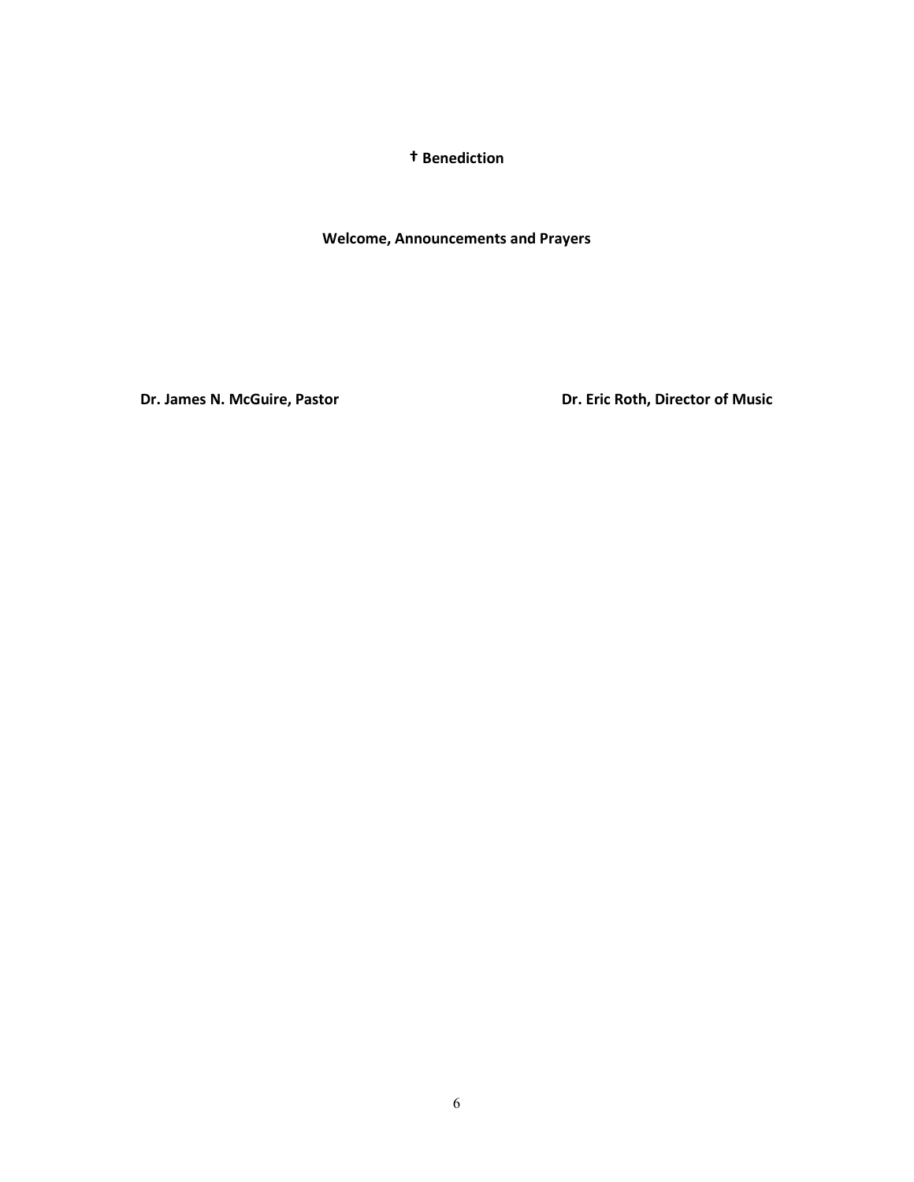**† Benediction**

**Welcome, Announcements and Prayers**

**Dr. James N. McGuire, Pastor**

**Dr. Eric Roth, Director of Music**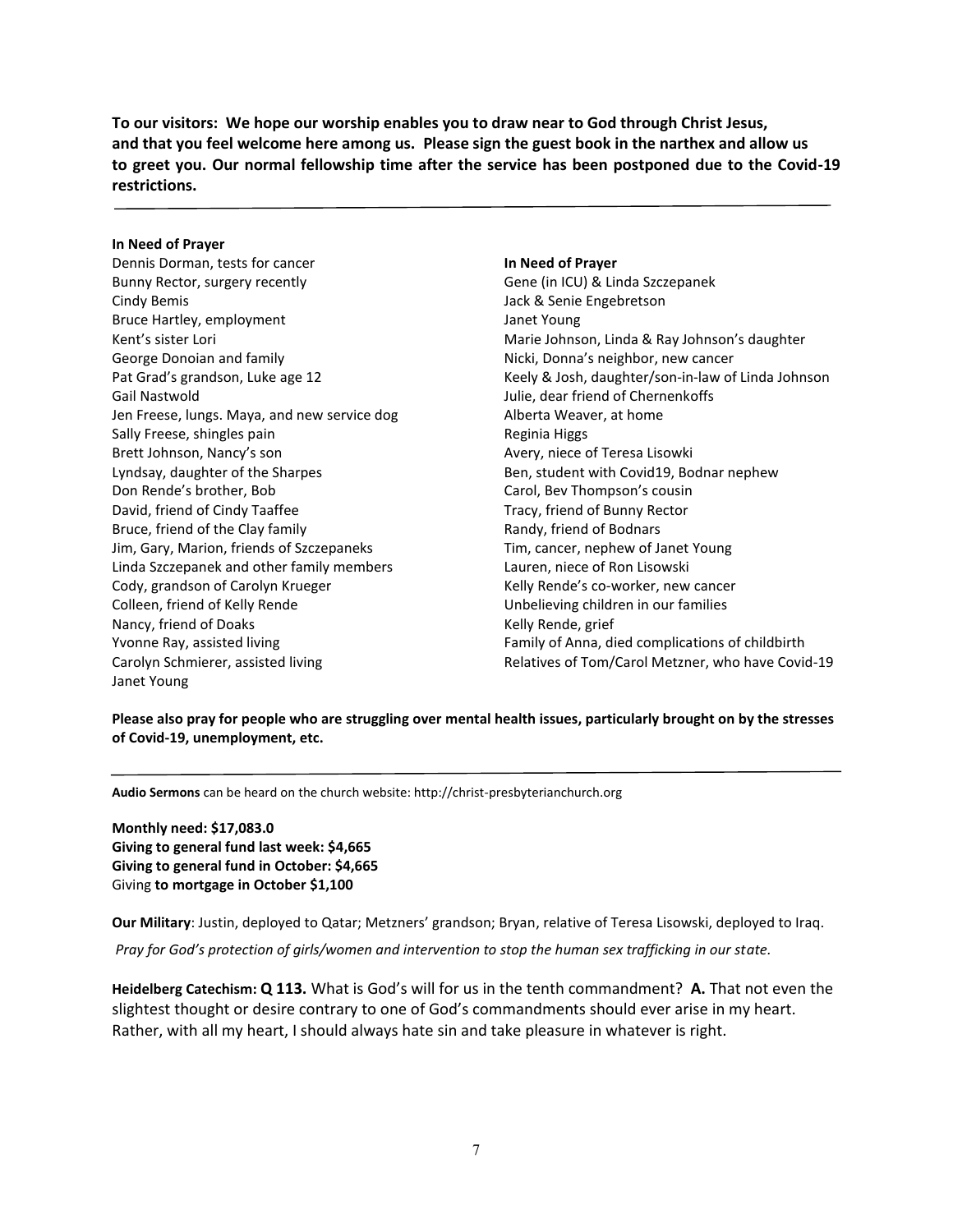**To our visitors: We hope our worship enables you to draw near to God through Christ Jesus, and that you feel welcome here among us. Please sign the guest book in the narthex and allow us to greet you. Our normal fellowship time after the service has been postponed due to the Covid-19 restrictions.**

---

**In Need of Prayer**

Dennis Dorman, tests for cancer
Bunny Rector, surgery recently
Cindy Bemis
Bruce Hartley, employment
Kent's sister Lori
George Donoian and family
Pat Grad's grandson, Luke age 12
Gail Nastwold
Jen Freese, lungs. Maya, and new service dog
Sally Freese, shingles pain
Brett Johnson, Nancy's son
Lyndsay, daughter of the Sharpes
Don Rende's brother, Bob
David, friend of Cindy Taaffee
Bruce, friend of the Clay family
Jim, Gary, Marion, friends of Szczepaneks
Linda Szczepanek and other family members
Cody, grandson of Carolyn Krueger
Colleen, friend of Kelly Rende
Nancy, friend of Doaks
Yvonne Ray, assisted living
Carolyn Schmierer, assisted living
Janet Young

**In Need of Prayer**

Gene (in ICU) & Linda Szczepanek
Jack & Senie Engebretson
Janet Young
Marie Johnson, Linda & Ray Johnson's daughter
Nicki, Donna's neighbor, new cancer
Keely & Josh, daughter/son-in-law of Linda Johnson
Julie, dear friend of Chernenkoffs
Alberta Weaver, at home
Reginia Higgs
Avery, niece of Teresa Lisowki
Ben, student with Covid19, Bodnar nephew
Carol, Bev Thompson's cousin
Tracy, friend of Bunny Rector
Randy, friend of Bodnars
Tim, cancer, nephew of Janet Young
Lauren, niece of Ron Lisowski
Kelly Rende's co-worker, new cancer
Unbelieving children in our families
Kelly Rende, grief
Family of Anna, died complications of childbirth
Relatives of Tom/Carol Metzner, who have Covid-19

**Please also pray for people who are struggling over mental health issues, particularly brought on by the stresses of Covid-19, unemployment, etc.**

---

**Audio Sermons** can be heard on the church website: http://christ-presbyterianchurch.org

**Monthly need: $17,083.0**
**Giving to general fund last week: $4,665**
**Giving to general fund in October: $4,665**
Giving **to mortgage in October $1,100**

**Our Military**: Justin, deployed to Qatar; Metzners' grandson; Bryan, relative of Teresa Lisowski, deployed to Iraq.

*Pray for God's protection of girls/women and intervention to stop the human sex trafficking in our state.*

**Heidelberg Catechism: Q 113.** What is God's will for us in the tenth commandment? **A.** That not even the slightest thought or desire contrary to one of God's commandments should ever arise in my heart. Rather, with all my heart, I should always hate sin and take pleasure in whatever is right.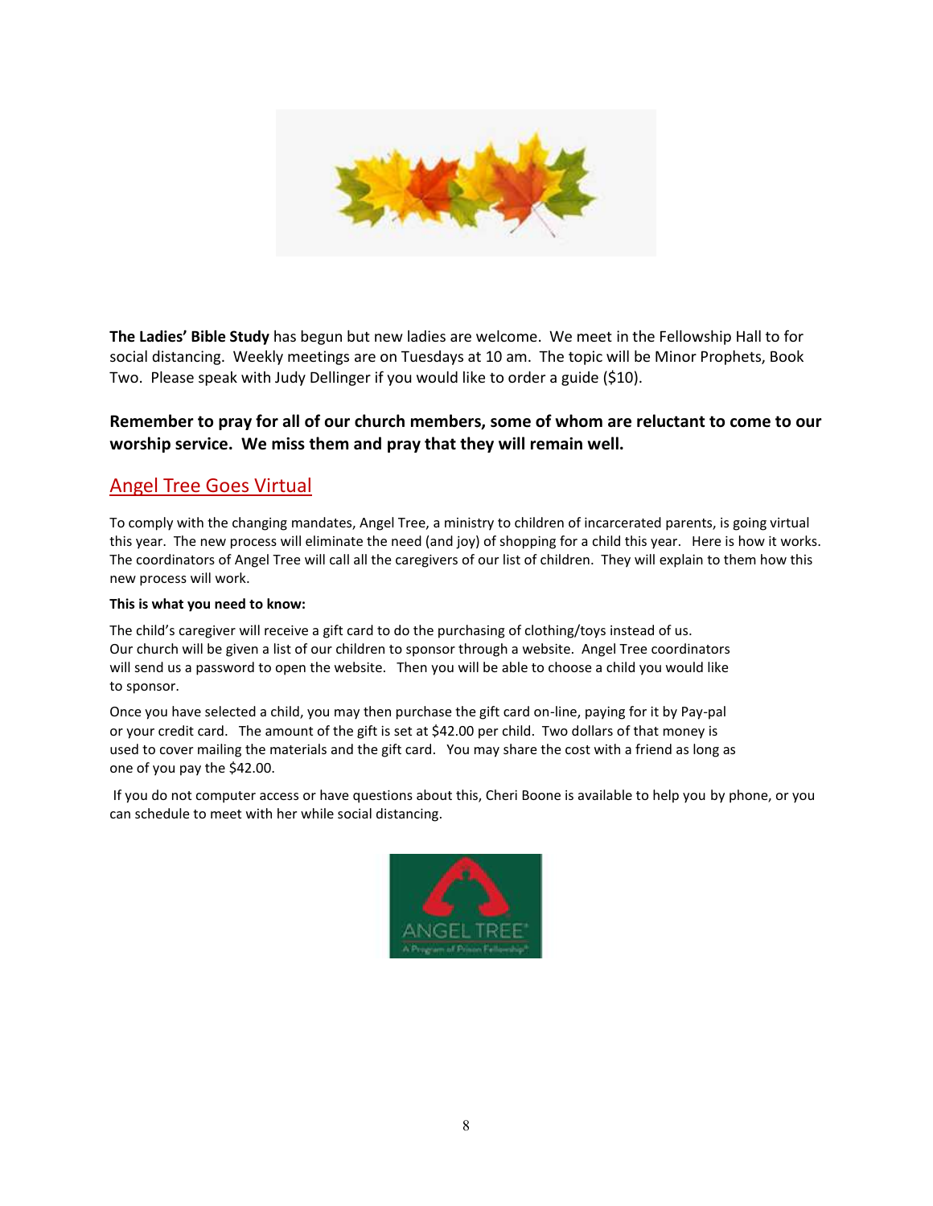**The Ladies' Bible Study** has begun but new ladies are welcome. We meet in the Fellowship Hall to for social distancing. Weekly meetings are on Tuesdays at 10 am. The topic will be Minor Prophets, Book Two. Please speak with Judy Dellinger if you would like to order a guide ($10).

**Remember to pray for all of our church members, some of whom are reluctant to come to our worship service. We miss them and pray that they will remain well.**

## Angel Tree Goes Virtual

To comply with the changing mandates, Angel Tree, a ministry to children of incarcerated parents, is going virtual this year. The new process will eliminate the need (and joy) of shopping for a child this year. Here is how it works. The coordinators of Angel Tree will call all the caregivers of our list of children. They will explain to them how this new process will work.

**This is what you need to know:**

The child's caregiver will receive a gift card to do the purchasing of clothing/toys instead of us. Our church will be given a list of our children to sponsor through a website. Angel Tree coordinators will send us a password to open the website. Then you will be able to choose a child you would like to sponsor.

Once you have selected a child, you may then purchase the gift card on-line, paying for it by Pay-pal or your credit card. The amount of the gift is set at $42.00 per child. Two dollars of that money is used to cover mailing the materials and the gift card. You may share the cost with a friend as long as one of you pay the $42.00.

If you do not computer access or have questions about this, Cheri Boone is available to help you by phone, or you can schedule to meet with her while social distancing.

ANGEL TREE
A Program of Prison Fellowship